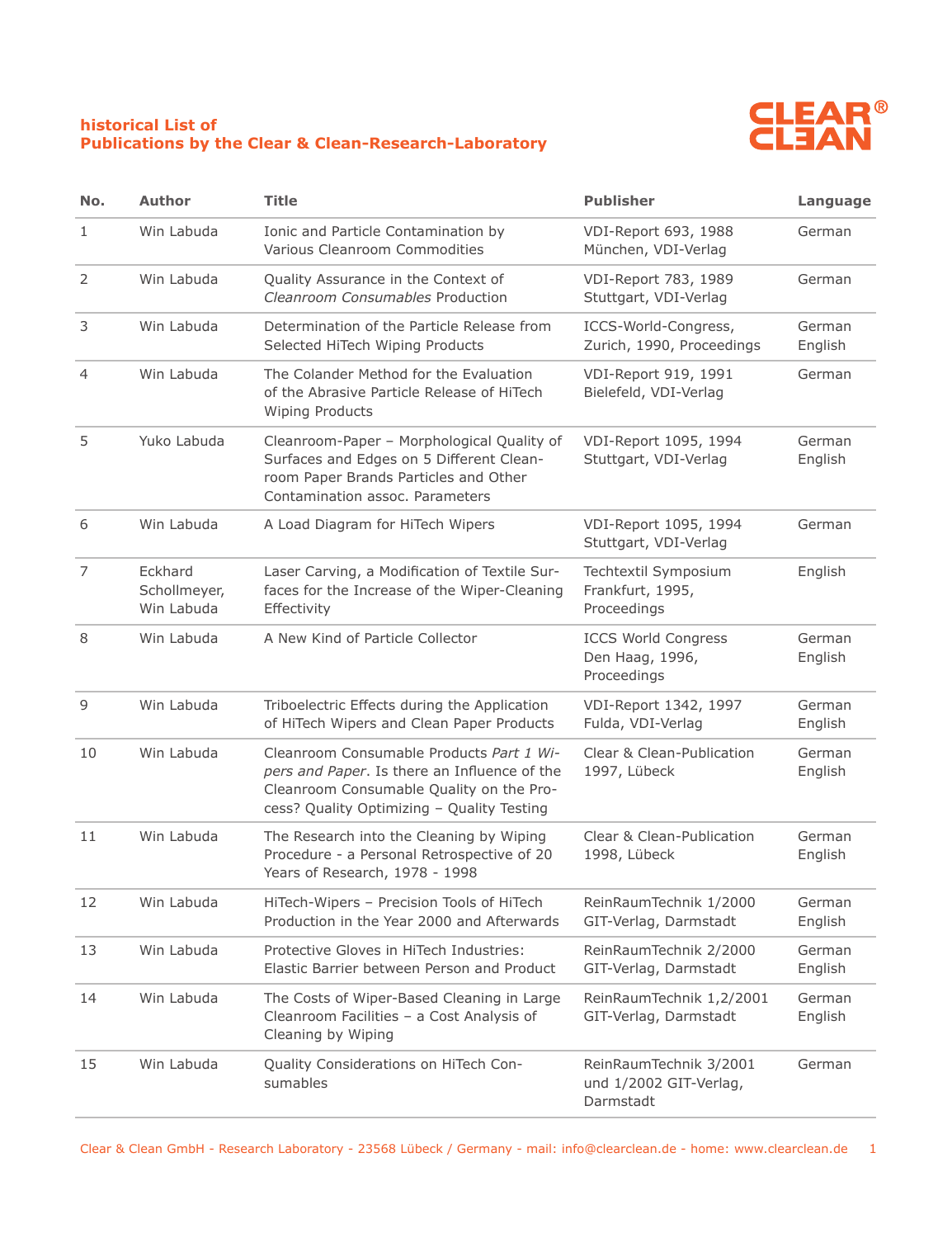**historical List of**
**Publications by the Clear & Clean-Research-Laboratory**

CLEAR® CLEAN

| No. | Author | Title | Publisher | Language |
|---|---|---|---|---|
| 1 | Win Labuda | Ionic and Particle Contamination by Various Cleanroom Commodities | VDI-Report 693, 1988 München, VDI-Verlag | German |
| 2 | Win Labuda | Quality Assurance in the Context of *Cleanroom Consumables* Production | VDI-Report 783, 1989 Stuttgart, VDI-Verlag | German |
| 3 | Win Labuda | Determination of the Particle Release from Selected HiTech Wiping Products | ICCS-World-Congress, Zurich, 1990, Proceedings | German English |
| 4 | Win Labuda | The Colander Method for the Evaluation of the Abrasive Particle Release of HiTech Wiping Products | VDI-Report 919, 1991 Bielefeld, VDI-Verlag | German |
| 5 | Yuko Labuda | Cleanroom-Paper – Morphological Quality of Surfaces and Edges on 5 Different Cleanroom Paper Brands Particles and Other Contamination assoc. Parameters | VDI-Report 1095, 1994 Stuttgart, VDI-Verlag | German English |
| 6 | Win Labuda | A Load Diagram for HiTech Wipers | VDI-Report 1095, 1994 Stuttgart, VDI-Verlag | German |
| 7 | Eckhard Schollmeyer, Win Labuda | Laser Carving, a Modification of Textile Surfaces for the Increase of the Wiper-Cleaning Effectivity | Techtextil Symposium Frankfurt, 1995, Proceedings | English |
| 8 | Win Labuda | A New Kind of Particle Collector | ICCS World Congress Den Haag, 1996, Proceedings | German English |
| 9 | Win Labuda | Triboelectric Effects during the Application of HiTech Wipers and Clean Paper Products | VDI-Report 1342, 1997 Fulda, VDI-Verlag | German English |
| 10 | Win Labuda | Cleanroom Consumable Products *Part 1 Wipers and Paper*. Is there an Influence of the Cleanroom Consumable Quality on the Process? Quality Optimizing – Quality Testing | Clear & Clean-Publication 1997, Lübeck | German English |
| 11 | Win Labuda | The Research into the Cleaning by Wiping Procedure - a Personal Retrospective of 20 Years of Research, 1978 - 1998 | Clear & Clean-Publication 1998, Lübeck | German English |
| 12 | Win Labuda | HiTech-Wipers – Precision Tools of HiTech Production in the Year 2000 and Afterwards | ReinRaumTechnik 1/2000 GIT-Verlag, Darmstadt | German English |
| 13 | Win Labuda | Protective Gloves in HiTech Industries: Elastic Barrier between Person and Product | ReinRaumTechnik 2/2000 GIT-Verlag, Darmstadt | German English |
| 14 | Win Labuda | The Costs of Wiper-Based Cleaning in Large Cleanroom Facilities – a Cost Analysis of Cleaning by Wiping | ReinRaumTechnik 1,2/2001 GIT-Verlag, Darmstadt | German English |
| 15 | Win Labuda | Quality Considerations on HiTech Consumables | ReinRaumTechnik 3/2001 und 1/2002 GIT-Verlag, Darmstadt | German |

Clear & Clean GmbH - Research Laboratory - 23568 Lübeck / Germany - mail: info@clearclean.de - home: www.clearclean.de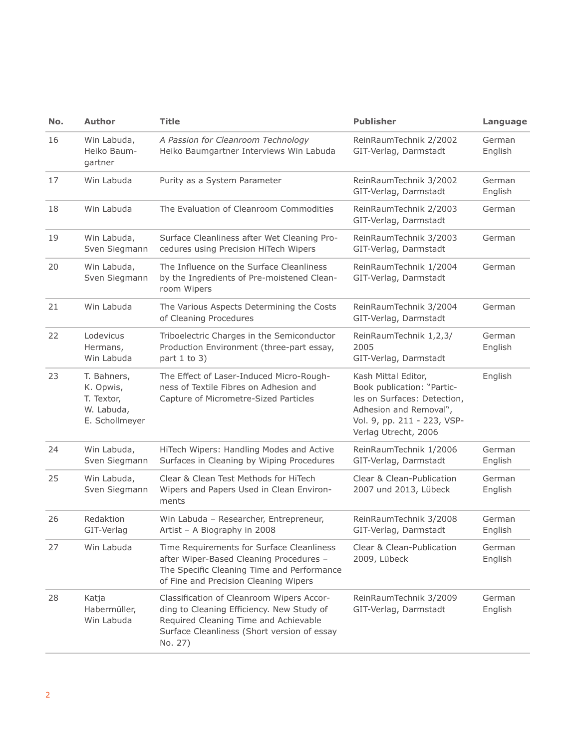| No. | Author | Title | Publisher | Language |
|---|---|---|---|---|
| 16 | Win Labuda, Heiko Baumgartner | *A Passion for Cleanroom Technology* Heiko Baumgartner Interviews Win Labuda | ReinRaumTechnik 2/2002 GIT-Verlag, Darmstadt | German English |
| 17 | Win Labuda | Purity as a System Parameter | ReinRaumTechnik 3/2002 GIT-Verlag, Darmstadt | German English |
| 18 | Win Labuda | The Evaluation of Cleanroom Commodities | ReinRaumTechnik 2/2003 GIT-Verlag, Darmstadt | German |
| 19 | Win Labuda, Sven Siegmann | Surface Cleanliness after Wet Cleaning Procedures using Precision HiTech Wipers | ReinRaumTechnik 3/2003 GIT-Verlag, Darmstadt | German |
| 20 | Win Labuda, Sven Siegmann | The Influence on the Surface Cleanliness by the Ingredients of Pre-moistened Cleanroom Wipers | ReinRaumTechnik 1/2004 GIT-Verlag, Darmstadt | German |
| 21 | Win Labuda | The Various Aspects Determining the Costs of Cleaning Procedures | ReinRaumTechnik 3/2004 GIT-Verlag, Darmstadt | German |
| 22 | Lodevicus Hermans, Win Labuda | Triboelectric Charges in the Semiconductor Production Environment (three-part essay, part 1 to 3) | ReinRaumTechnik 1,2,3/ 2005 GIT-Verlag, Darmstadt | German English |
| 23 | T. Bahners, K. Opwis, T. Textor, W. Labuda, E. Schollmeyer | The Effect of Laser-Induced Micro-Roughness of Textile Fibres on Adhesion and Capture of Micrometre-Sized Particles | Kash Mittal Editor, Book publication: "Particles on Surfaces: Detection, Adhesion and Removal", Vol. 9, pp. 211 - 223, VSP-Verlag Utrecht, 2006 | English |
| 24 | Win Labuda, Sven Siegmann | HiTech Wipers: Handling Modes and Active Surfaces in Cleaning by Wiping Procedures | ReinRaumTechnik 1/2006 GIT-Verlag, Darmstadt | German English |
| 25 | Win Labuda, Sven Siegmann | Clear & Clean Test Methods for HiTech Wipers and Papers Used in Clean Environments | Clear & Clean-Publication 2007 und 2013, Lübeck | German English |
| 26 | Redaktion GIT-Verlag | Win Labuda – Researcher, Entrepreneur, Artist – A Biography in 2008 | ReinRaumTechnik 3/2008 GIT-Verlag, Darmstadt | German English |
| 27 | Win Labuda | Time Requirements for Surface Cleanliness after Wiper-Based Cleaning Procedures – The Specific Cleaning Time and Performance of Fine and Precision Cleaning Wipers | Clear & Clean-Publication 2009, Lübeck | German English |
| 28 | Katja Habermüller, Win Labuda | Classification of Cleanroom Wipers According to Cleaning Efficiency. New Study of Required Cleaning Time and Achievable Surface Cleanliness (Short version of essay No. 27) | ReinRaumTechnik 3/2009 GIT-Verlag, Darmstadt | German English |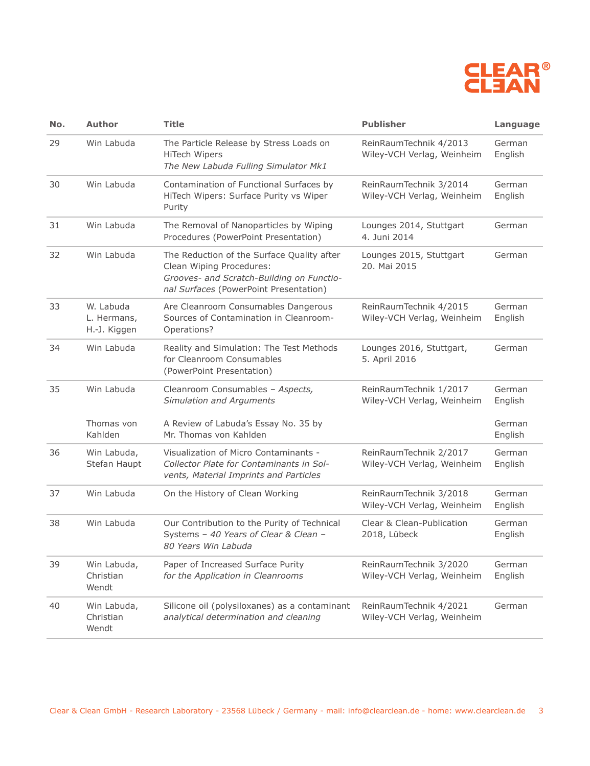| No. | Author | Title | Publisher | Language |
|---|---|---|---|---|
| 29 | Win Labuda | The Particle Release by Stress Loads on HiTech Wipers *The New Labuda Fulling Simulator Mk1* | ReinRaumTechnik 4/2013 Wiley-VCH Verlag, Weinheim | German English |
| 30 | Win Labuda | Contamination of Functional Surfaces by HiTech Wipers: Surface Purity vs Wiper Purity | ReinRaumTechnik 3/2014 Wiley-VCH Verlag, Weinheim | German English |
| 31 | Win Labuda | The Removal of Nanoparticles by Wiping Procedures (PowerPoint Presentation) | Lounges 2014, Stuttgart 4. Juni 2014 | German |
| 32 | Win Labuda | The Reduction of the Surface Quality after Clean Wiping Procedures: *Grooves- and Scratch-Building on Functional Surfaces* (PowerPoint Presentation) | Lounges 2015, Stuttgart 20. Mai 2015 | German |
| 33 | W. Labuda L. Hermans, H.-J. Kiggen | Are Cleanroom Consumables Dangerous Sources of Contamination in Cleanroom-Operations? | ReinRaumTechnik 4/2015 Wiley-VCH Verlag, Weinheim | German English |
| 34 | Win Labuda | Reality and Simulation: The Test Methods for Cleanroom Consumables (PowerPoint Presentation) | Lounges 2016, Stuttgart, 5. April 2016 | German |
| 35 | Win Labuda | Cleanroom Consumables – *Aspects, Simulation and Arguments* | ReinRaumTechnik 1/2017 Wiley-VCH Verlag, Weinheim | German English |
| | Thomas von Kahlden | A Review of Labuda's Essay No. 35 by Mr. Thomas von Kahlden | | German English |
| 36 | Win Labuda, Stefan Haupt | Visualization of Micro Contaminants - *Collector Plate for Contaminants in Solvents, Material Imprints and Particles* | ReinRaumTechnik 2/2017 Wiley-VCH Verlag, Weinheim | German English |
| 37 | Win Labuda | On the History of Clean Working | ReinRaumTechnik 3/2018 Wiley-VCH Verlag, Weinheim | German English |
| 38 | Win Labuda | Our Contribution to the Purity of Technical Systems – *40 Years of Clear & Clean – 80 Years Win Labuda* | Clear & Clean-Publication 2018, Lübeck | German English |
| 39 | Win Labuda, Christian Wendt | Paper of Increased Surface Purity *for the Application in Cleanrooms* | ReinRaumTechnik 3/2020 Wiley-VCH Verlag, Weinheim | German English |
| 40 | Win Labuda, Christian Wendt | Silicone oil (polysiloxanes) as a contaminant *analytical determination and cleaning* | ReinRaumTechnik 4/2021 Wiley-VCH Verlag, Weinheim | German |